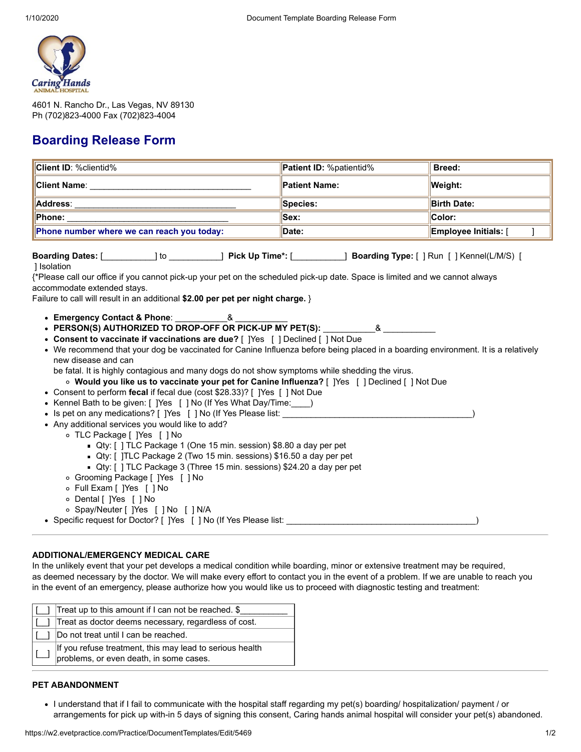Caring Hands ANIMAL HOSPITAL

4601 N. Rancho Dr., Las Vegas, NV 89130
Ph (702)823-4000 Fax (702)823-4004

# Boarding Release Form

| Client ID: %clientid% | Patient ID: %patientid% | Breed: |
|---|---|---|
| Client Name: _________________________________ | Patient Name: | Weight: |
| Address: _________________________________ | Species: | Birth Date: |
| Phone: _________________________________ | Sex: | Color: |
| Phone number where we can reach you today: | Date: | Employee Initials: [ ] |

**Boarding Dates:** [___________] to ___________] **Pick Up Time*:** [___________] **Boarding Type:** [ ] Run [ ] Kennel(L/M/S) [ ] Isolation

{*Please call our office if you cannot pick-up your pet on the scheduled pick-up date. Space is limited and we cannot always accommodate extended stays.
Failure to call will result in an additional **$2.00 per pet per night charge.** }

- **Emergency Contact & Phone**: ___________& ___________
- **PERSON(S) AUTHORIZED TO DROP-OFF OR PICK-UP MY PET(S):** ___________& ___________
- **Consent to vaccinate if vaccinations are due?** [ ]Yes [ ] Declined [ ] Not Due
- We recommend that your dog be vaccinated for Canine Influenza before being placed in a boarding environment. It is a relatively new disease and can
  be fatal. It is highly contagious and many dogs do not show symptoms while shedding the virus.
  - **Would you like us to vaccinate your pet for Canine Influenza?** [ ]Yes [ ] Declined [ ] Not Due
- Consent to perform **fecal** if fecal due (cost $28.33)? [ ]Yes [ ] Not Due
- Kennel Bath to be given: [ ]Yes [ ] No (If Yes What Day/Time:____)
- Is pet on any medications? [ ]Yes [ ] No (If Yes Please list: ________________________________________)
- Any additional services you would like to add?
  - TLC Package [ ]Yes [ ] No
    - Qty: [ ] TLC Package 1 (One 15 min. session) $8.80 a day per pet
    - Qty: [ ]TLC Package 2 (Two 15 min. sessions) $16.50 a day per pet
    - Qty: [ ] TLC Package 3 (Three 15 min. sessions) $24.20 a day per pet
  - Grooming Package [ ]Yes [ ] No
  - Full Exam [ ]Yes [ ] No
  - Dental [ ]Yes [ ] No
  - Spay/Neuter [ ]Yes [ ] No [ ] N/A
- Specific request for Doctor? [ ]Yes [ ] No (If Yes Please list: ________________________________________)

---

### ADDITIONAL/EMERGENCY MEDICAL CARE

In the unlikely event that your pet develops a medical condition while boarding, minor or extensive treatment may be required, as deemed necessary by the doctor. We will make every effort to contact you in the event of a problem. If we are unable to reach you in the event of an emergency, please authorize how you would like us to proceed with diagnostic testing and treatment:

| | |
|---|---|
| [__] | Treat up to this amount if I can not be reached. $__________ |
| [__] | Treat as doctor deems necessary, regardless of cost. |
| [__] | Do not treat until I can be reached. |
| [__] | If you refuse treatment, this may lead to serious health problems, or even death, in some cases. |

---

### PET ABANDONMENT

- I understand that if I fail to communicate with the hospital staff regarding my pet(s) boarding/ hospitalization/ payment / or arrangements for pick up with-in 5 days of signing this consent, Caring hands animal hospital will consider your pet(s) abandoned.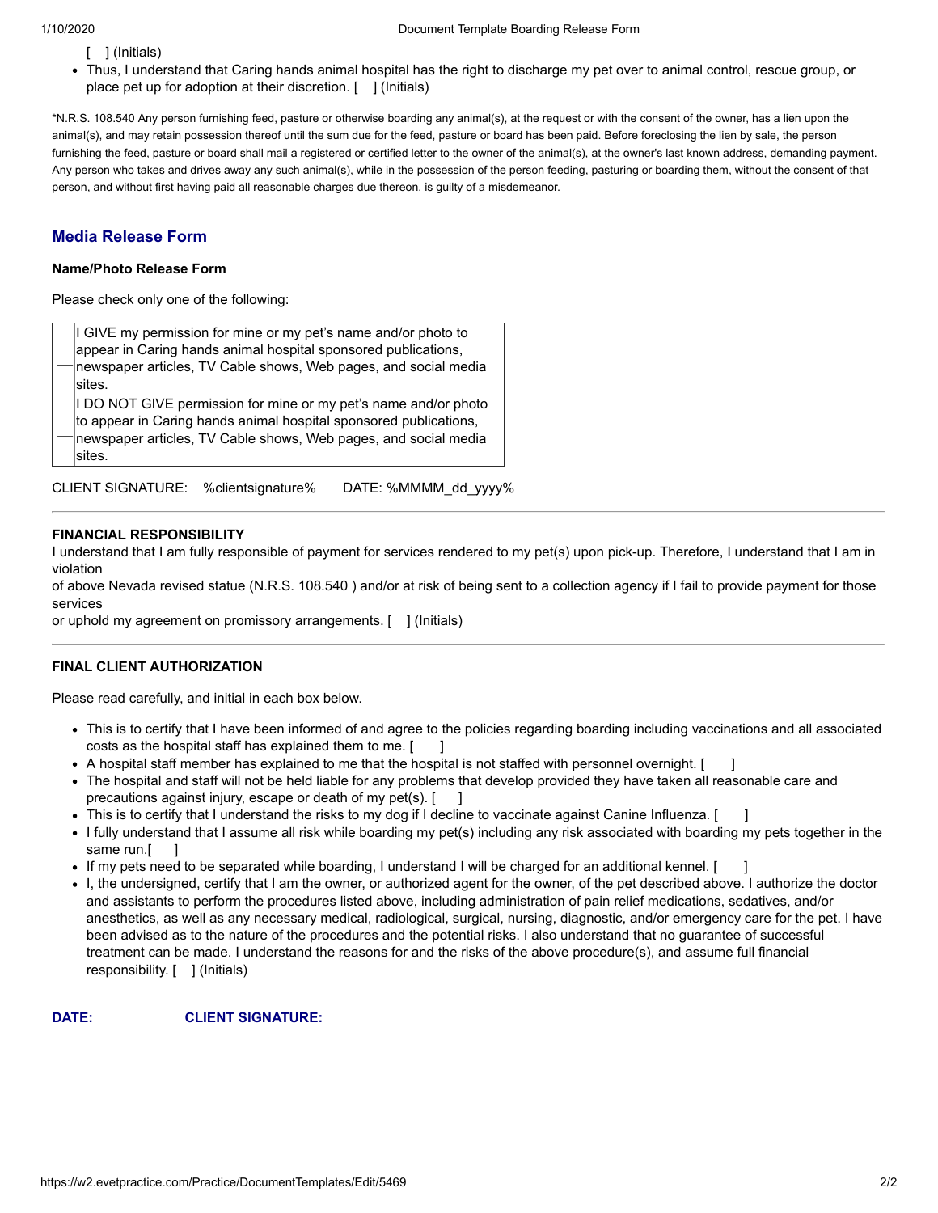- [ ] (Initials)
- Thus, I understand that Caring hands animal hospital has the right to discharge my pet over to animal control, rescue group, or place pet up for adoption at their discretion. [ ] (Initials)

*N.R.S. 108.540 Any person furnishing feed, pasture or otherwise boarding any animal(s), at the request or with the consent of the owner, has a lien upon the animal(s), and may retain possession thereof until the sum due for the feed, pasture or board has been paid. Before foreclosing the lien by sale, the person furnishing the feed, pasture or board shall mail a registered or certified letter to the owner of the animal(s), at the owner's last known address, demanding payment. Any person who takes and drives away any such animal(s), while in the possession of the person feeding, pasturing or boarding them, without the consent of that person, and without first having paid all reasonable charges due thereon, is guilty of a misdemeanor.

## Media Release Form

**Name/Photo Release Form**

Please check only one of the following:

| | |
|---|---|
| ___ | I GIVE my permission for mine or my pet's name and/or photo to appear in Caring hands animal hospital sponsored publications, newspaper articles, TV Cable shows, Web pages, and social media sites. |
| ___ | I DO NOT GIVE permission for mine or my pet's name and/or photo to appear in Caring hands animal hospital sponsored publications, newspaper articles, TV Cable shows, Web pages, and social media sites. |

CLIENT SIGNATURE: %clientsignature% DATE: %MMMM_dd_yyyy%

---

**FINANCIAL RESPONSIBILITY**

I understand that I am fully responsible of payment for services rendered to my pet(s) upon pick-up. Therefore, I understand that I am in violation of above Nevada revised statue (N.R.S. 108.540 ) and/or at risk of being sent to a collection agency if I fail to provide payment for those services or uphold my agreement on promissory arrangements. [ ] (Initials)

---

**FINAL CLIENT AUTHORIZATION**

Please read carefully, and initial in each box below.

- This is to certify that I have been informed of and agree to the policies regarding boarding including vaccinations and all associated costs as the hospital staff has explained them to me. [ ]
- A hospital staff member has explained to me that the hospital is not staffed with personnel overnight. [ ]
- The hospital and staff will not be held liable for any problems that develop provided they have taken all reasonable care and precautions against injury, escape or death of my pet(s). [ ]
- This is to certify that I understand the risks to my dog if I decline to vaccinate against Canine Influenza. [ ]
- I fully understand that I assume all risk while boarding my pet(s) including any risk associated with boarding my pets together in the same run.[ ]
- If my pets need to be separated while boarding, I understand I will be charged for an additional kennel. [ ]
- I, the undersigned, certify that I am the owner, or authorized agent for the owner, of the pet described above. I authorize the doctor and assistants to perform the procedures listed above, including administration of pain relief medications, sedatives, and/or anesthetics, as well as any necessary medical, radiological, surgical, nursing, diagnostic, and/or emergency care for the pet. I have been advised as to the nature of the procedures and the potential risks. I also understand that no guarantee of successful treatment can be made. I understand the reasons for and the risks of the above procedure(s), and assume full financial responsibility. [ ] (Initials)

**DATE:** **CLIENT SIGNATURE:**